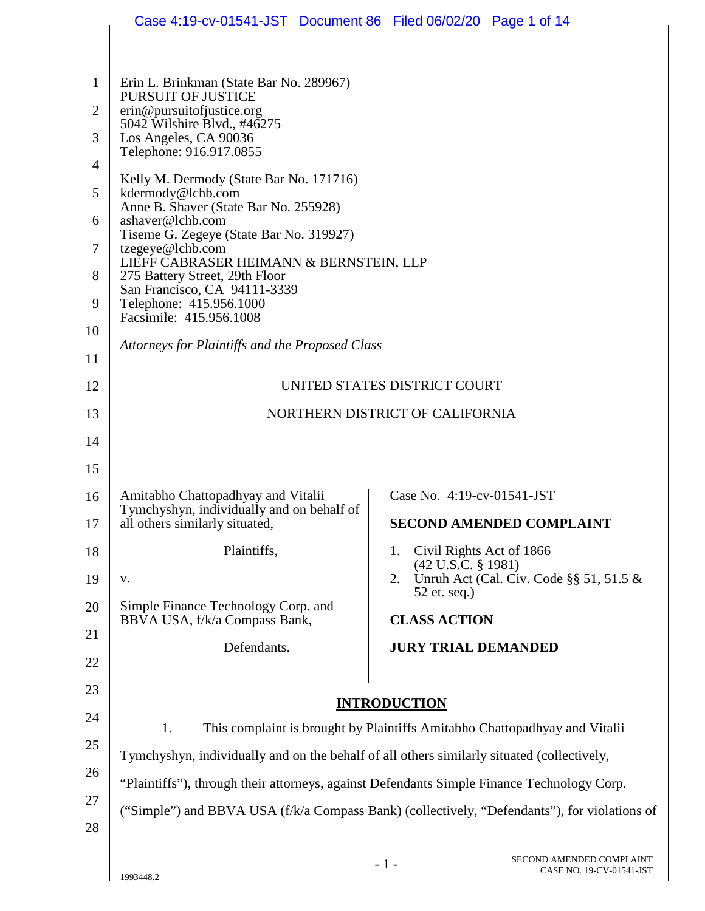Erin L. Brinkman (State Bar No. 289967)
PURSUIT OF JUSTICE
erin@pursuitofjustice.org
5042 Wilshire Blvd., #46275
Los Angeles, CA 90036
Telephone: 916.917.0855

Kelly M. Dermody (State Bar No. 171716)
kdermody@lchb.com
Anne B. Shaver (State Bar No. 255928)
ashaver@lchb.com
Tiseme G. Zegeye (State Bar No. 319927)
tzegeye@lchb.com
LIEFF CABRASER HEIMANN & BERNSTEIN, LLP
275 Battery Street, 29th Floor
San Francisco, CA 94111-3339
Telephone: 415.956.1000
Facsimile: 415.956.1008

*Attorneys for Plaintiffs and the Proposed Class*

UNITED STATES DISTRICT COURT

NORTHERN DISTRICT OF CALIFORNIA

Amitabho Chattopadhyay and Vitalii Tymchyshyn, individually and on behalf of all others similarly situated,

Plaintiffs,

v.

Simple Finance Technology Corp. and BBVA USA, f/k/a Compass Bank,

Defendants.

Case No. 4:19-cv-01541-JST

**SECOND AMENDED COMPLAINT**

1. Civil Rights Act of 1866 (42 U.S.C. § 1981)
2. Unruh Act (Cal. Civ. Code §§ 51, 51.5 & 52 et. seq.)

**CLASS ACTION**

**JURY TRIAL DEMANDED**

## INTRODUCTION

1. This complaint is brought by Plaintiffs Amitabho Chattopadhyay and Vitalii Tymchyshyn, individually and on the behalf of all others similarly situated (collectively, "Plaintiffs"), through their attorneys, against Defendants Simple Finance Technology Corp. ("Simple") and BBVA USA (f/k/a Compass Bank) (collectively, "Defendants"), for violations of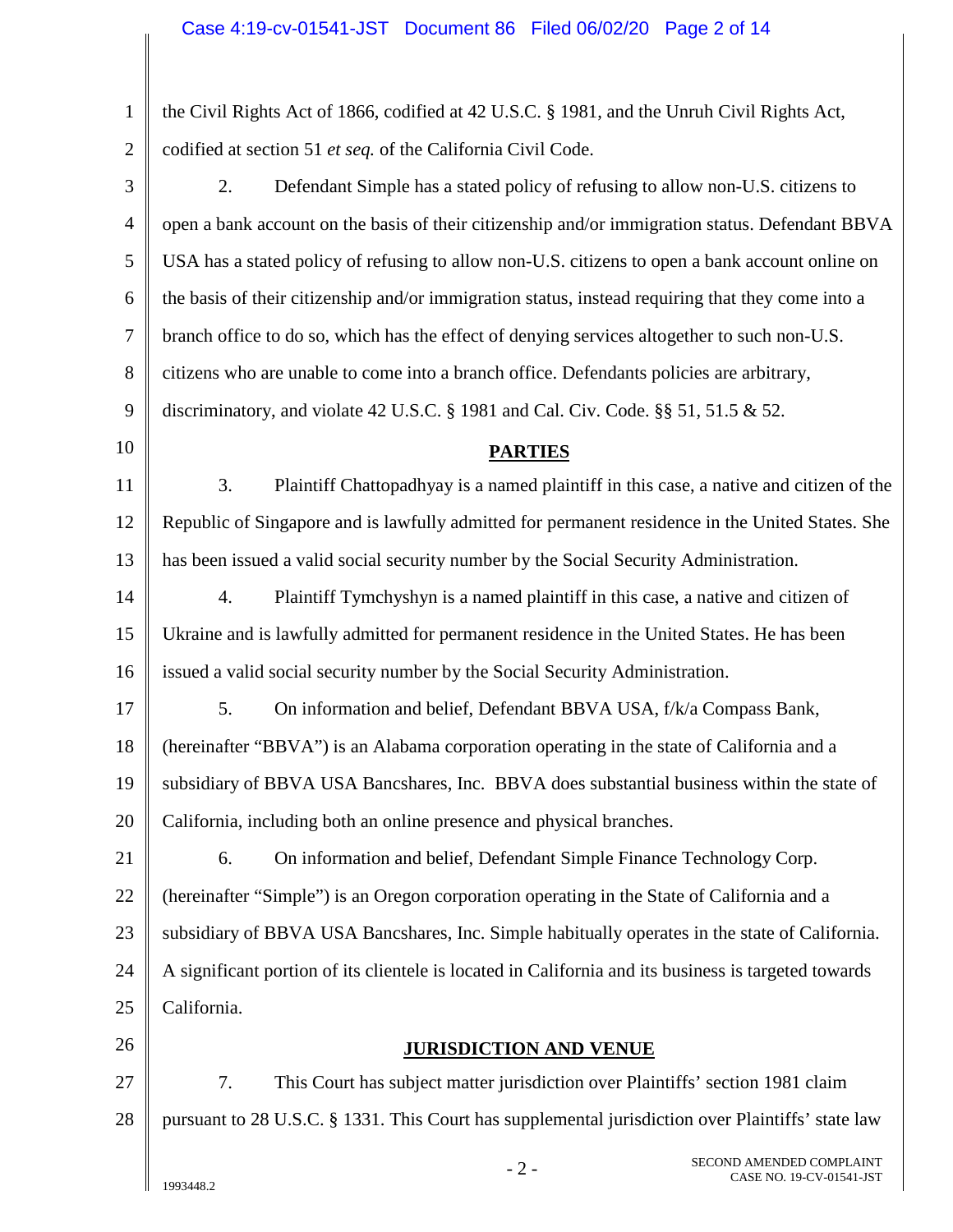the Civil Rights Act of 1866, codified at 42 U.S.C. § 1981, and the Unruh Civil Rights Act, codified at section 51 *et seq.* of the California Civil Code.

2. Defendant Simple has a stated policy of refusing to allow non-U.S. citizens to open a bank account on the basis of their citizenship and/or immigration status. Defendant BBVA USA has a stated policy of refusing to allow non-U.S. citizens to open a bank account online on the basis of their citizenship and/or immigration status, instead requiring that they come into a branch office to do so, which has the effect of denying services altogether to such non-U.S. citizens who are unable to come into a branch office. Defendants policies are arbitrary, discriminatory, and violate 42 U.S.C. § 1981 and Cal. Civ. Code. §§ 51, 51.5 & 52.

## PARTIES

3. Plaintiff Chattopadhyay is a named plaintiff in this case, a native and citizen of the Republic of Singapore and is lawfully admitted for permanent residence in the United States. She has been issued a valid social security number by the Social Security Administration.

4. Plaintiff Tymchyshyn is a named plaintiff in this case, a native and citizen of Ukraine and is lawfully admitted for permanent residence in the United States. He has been issued a valid social security number by the Social Security Administration.

5. On information and belief, Defendant BBVA USA, f/k/a Compass Bank, (hereinafter "BBVA") is an Alabama corporation operating in the state of California and a subsidiary of BBVA USA Bancshares, Inc. BBVA does substantial business within the state of California, including both an online presence and physical branches.

6. On information and belief, Defendant Simple Finance Technology Corp. (hereinafter "Simple") is an Oregon corporation operating in the State of California and a subsidiary of BBVA USA Bancshares, Inc. Simple habitually operates in the state of California. A significant portion of its clientele is located in California and its business is targeted towards California.

## JURISDICTION AND VENUE

7. This Court has subject matter jurisdiction over Plaintiffs' section 1981 claim pursuant to 28 U.S.C. § 1331. This Court has supplemental jurisdiction over Plaintiffs' state law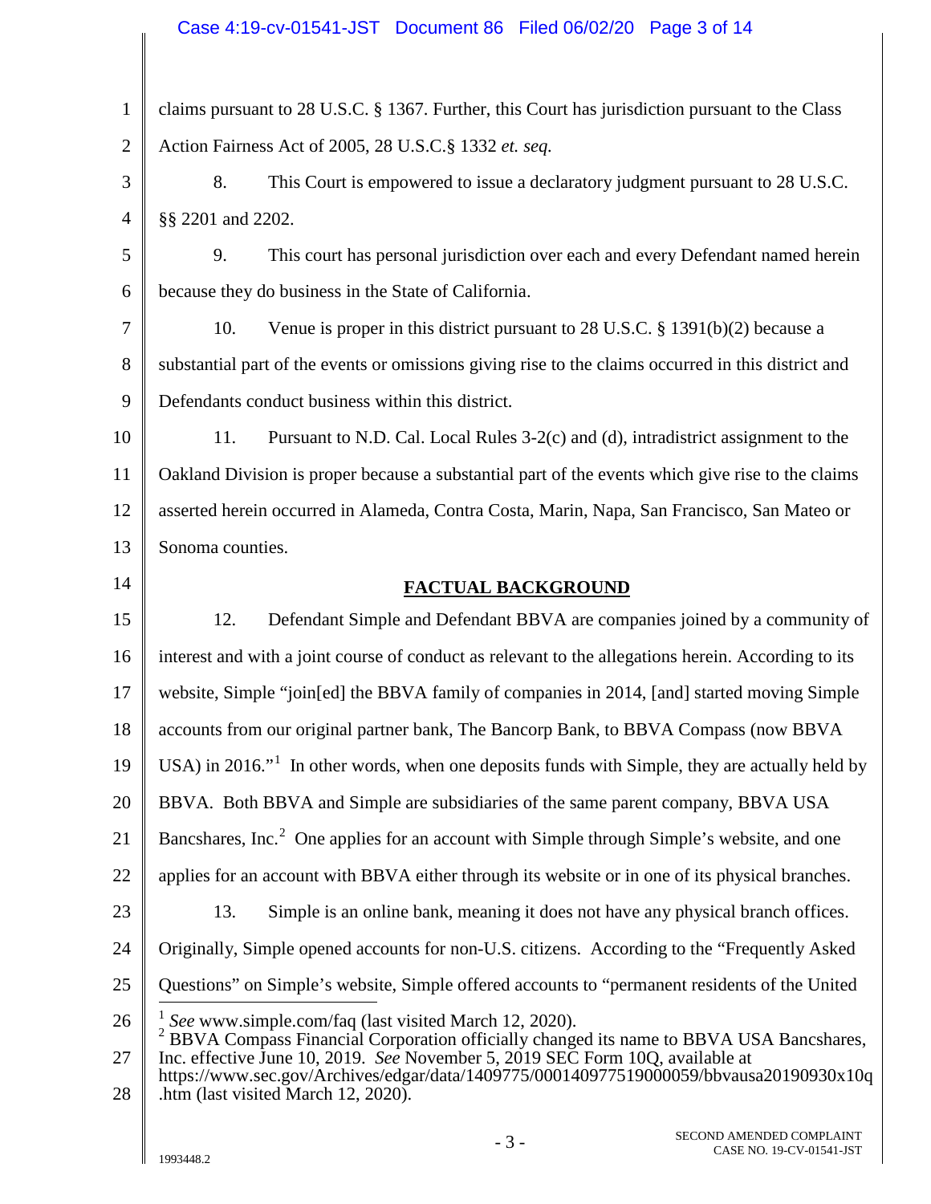claims pursuant to 28 U.S.C. § 1367. Further, this Court has jurisdiction pursuant to the Class Action Fairness Act of 2005, 28 U.S.C.§ 1332 *et. seq.*

8. This Court is empowered to issue a declaratory judgment pursuant to 28 U.S.C. §§ 2201 and 2202.

9. This court has personal jurisdiction over each and every Defendant named herein because they do business in the State of California.

10. Venue is proper in this district pursuant to 28 U.S.C. § 1391(b)(2) because a substantial part of the events or omissions giving rise to the claims occurred in this district and Defendants conduct business within this district.

11. Pursuant to N.D. Cal. Local Rules 3-2(c) and (d), intradistrict assignment to the Oakland Division is proper because a substantial part of the events which give rise to the claims asserted herein occurred in Alameda, Contra Costa, Marin, Napa, San Francisco, San Mateo or Sonoma counties.

## FACTUAL BACKGROUND

12. Defendant Simple and Defendant BBVA are companies joined by a community of interest and with a joint course of conduct as relevant to the allegations herein. According to its website, Simple "join[ed] the BBVA family of companies in 2014, [and] started moving Simple accounts from our original partner bank, The Bancorp Bank, to BBVA Compass (now BBVA USA) in 2016."[1] In other words, when one deposits funds with Simple, they are actually held by BBVA. Both BBVA and Simple are subsidiaries of the same parent company, BBVA USA Bancshares, Inc.[2] One applies for an account with Simple through Simple's website, and one applies for an account with BBVA either through its website or in one of its physical branches.

13. Simple is an online bank, meaning it does not have any physical branch offices. Originally, Simple opened accounts for non-U.S. citizens. According to the "Frequently Asked Questions" on Simple's website, Simple offered accounts to "permanent residents of the United

---

[1] *See* www.simple.com/faq (last visited March 12, 2020).

[2] BBVA Compass Financial Corporation officially changed its name to BBVA USA Bancshares, Inc. effective June 10, 2019. *See* November 5, 2019 SEC Form 10Q, available at https://www.sec.gov/Archives/edgar/data/1409775/000140977519000059/bbvausa20190930x10q.htm (last visited March 12, 2020).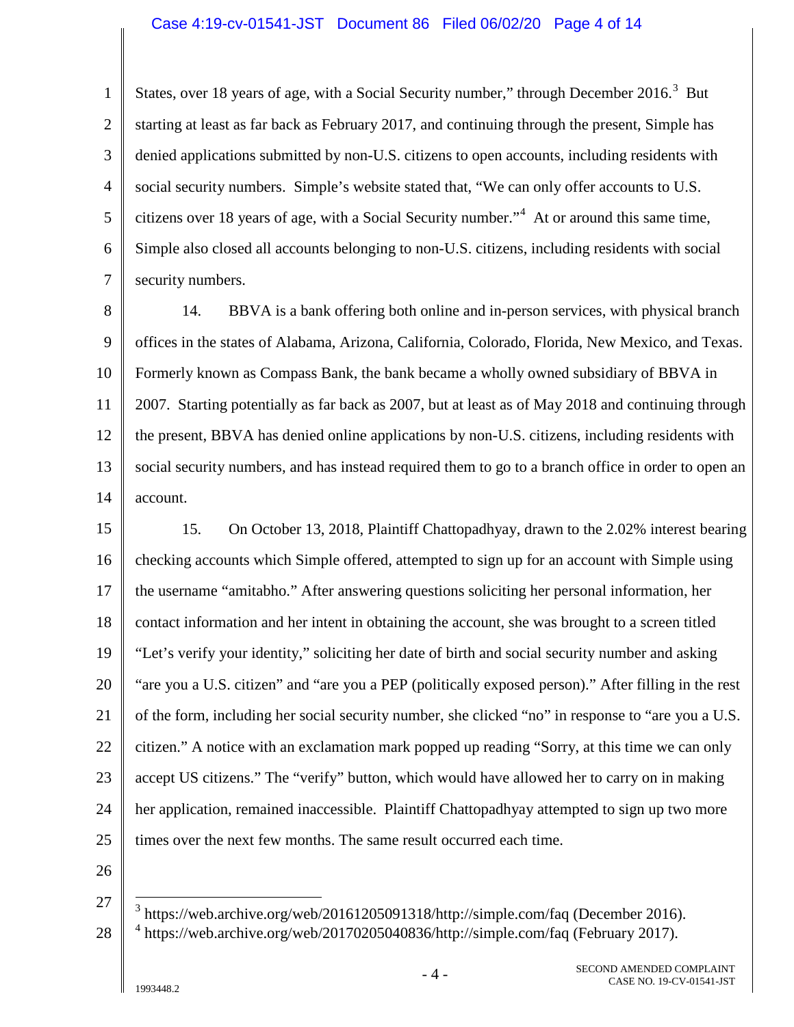States, over 18 years of age, with a Social Security number," through December 2016.[3] But starting at least as far back as February 2017, and continuing through the present, Simple has denied applications submitted by non-U.S. citizens to open accounts, including residents with social security numbers. Simple's website stated that, "We can only offer accounts to U.S. citizens over 18 years of age, with a Social Security number."[4] At or around this same time, Simple also closed all accounts belonging to non-U.S. citizens, including residents with social security numbers.

14. BBVA is a bank offering both online and in-person services, with physical branch offices in the states of Alabama, Arizona, California, Colorado, Florida, New Mexico, and Texas. Formerly known as Compass Bank, the bank became a wholly owned subsidiary of BBVA in 2007. Starting potentially as far back as 2007, but at least as of May 2018 and continuing through the present, BBVA has denied online applications by non-U.S. citizens, including residents with social security numbers, and has instead required them to go to a branch office in order to open an account.

15. On October 13, 2018, Plaintiff Chattopadhyay, drawn to the 2.02% interest bearing checking accounts which Simple offered, attempted to sign up for an account with Simple using the username "amitabho." After answering questions soliciting her personal information, her contact information and her intent in obtaining the account, she was brought to a screen titled "Let's verify your identity," soliciting her date of birth and social security number and asking "are you a U.S. citizen" and "are you a PEP (politically exposed person)." After filling in the rest of the form, including her social security number, she clicked "no" in response to "are you a U.S. citizen." A notice with an exclamation mark popped up reading "Sorry, at this time we can only accept US citizens." The "verify" button, which would have allowed her to carry on in making her application, remained inaccessible. Plaintiff Chattopadhyay attempted to sign up two more times over the next few months. The same result occurred each time.

---

[3] https://web.archive.org/web/20161205091318/http://simple.com/faq (December 2016).

[4] https://web.archive.org/web/20170205040836/http://simple.com/faq (February 2017).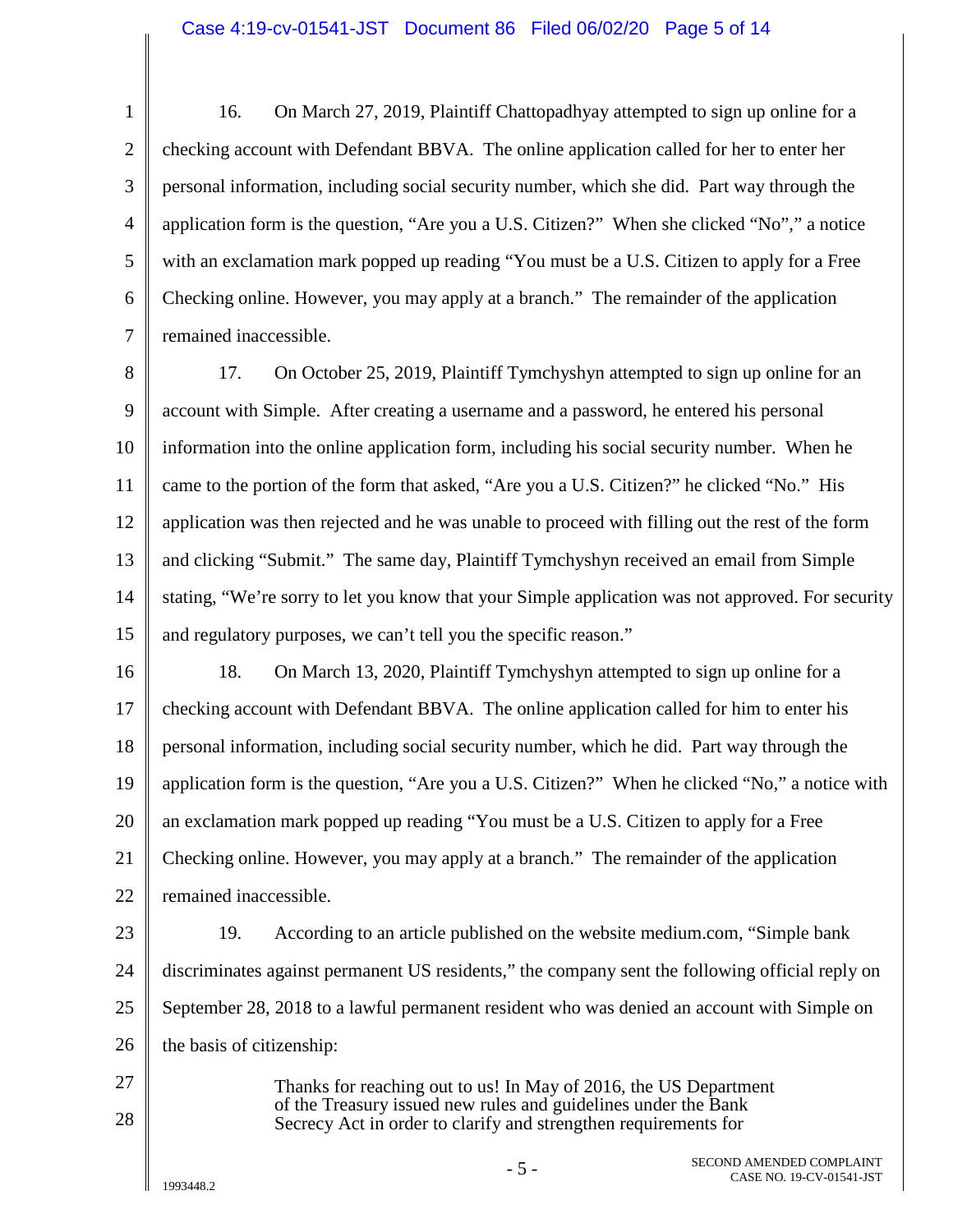16. On March 27, 2019, Plaintiff Chattopadhyay attempted to sign up online for a checking account with Defendant BBVA. The online application called for her to enter her personal information, including social security number, which she did. Part way through the application form is the question, "Are you a U.S. Citizen?" When she clicked "No"," a notice with an exclamation mark popped up reading "You must be a U.S. Citizen to apply for a Free Checking online. However, you may apply at a branch." The remainder of the application remained inaccessible.

17. On October 25, 2019, Plaintiff Tymchyshyn attempted to sign up online for an account with Simple. After creating a username and a password, he entered his personal information into the online application form, including his social security number. When he came to the portion of the form that asked, "Are you a U.S. Citizen?" he clicked "No." His application was then rejected and he was unable to proceed with filling out the rest of the form and clicking "Submit." The same day, Plaintiff Tymchyshyn received an email from Simple stating, "We're sorry to let you know that your Simple application was not approved. For security and regulatory purposes, we can't tell you the specific reason."

18. On March 13, 2020, Plaintiff Tymchyshyn attempted to sign up online for a checking account with Defendant BBVA. The online application called for him to enter his personal information, including social security number, which he did. Part way through the application form is the question, "Are you a U.S. Citizen?" When he clicked "No," a notice with an exclamation mark popped up reading "You must be a U.S. Citizen to apply for a Free Checking online. However, you may apply at a branch." The remainder of the application remained inaccessible.

19. According to an article published on the website medium.com, "Simple bank discriminates against permanent US residents," the company sent the following official reply on September 28, 2018 to a lawful permanent resident who was denied an account with Simple on the basis of citizenship:

> Thanks for reaching out to us! In May of 2016, the US Department of the Treasury issued new rules and guidelines under the Bank Secrecy Act in order to clarify and strengthen requirements for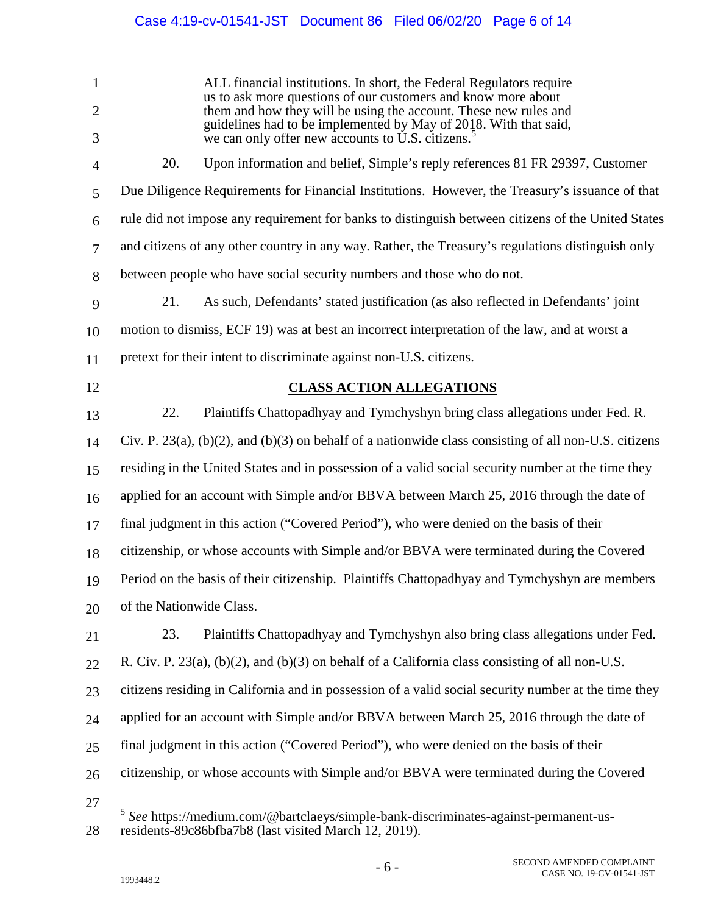> ALL financial institutions. In short, the Federal Regulators require us to ask more questions of our customers and know more about them and how they will be using the account. These new rules and guidelines had to be implemented by May of 2018. With that said, we can only offer new accounts to U.S. citizens.[5]

20. Upon information and belief, Simple's reply references 81 FR 29397, Customer Due Diligence Requirements for Financial Institutions. However, the Treasury's issuance of that rule did not impose any requirement for banks to distinguish between citizens of the United States and citizens of any other country in any way. Rather, the Treasury's regulations distinguish only between people who have social security numbers and those who do not.

21. As such, Defendants' stated justification (as also reflected in Defendants' joint motion to dismiss, ECF 19) was at best an incorrect interpretation of the law, and at worst a pretext for their intent to discriminate against non-U.S. citizens.

## CLASS ACTION ALLEGATIONS

22. Plaintiffs Chattopadhyay and Tymchyshyn bring class allegations under Fed. R. Civ. P. 23(a), (b)(2), and (b)(3) on behalf of a nationwide class consisting of all non-U.S. citizens residing in the United States and in possession of a valid social security number at the time they applied for an account with Simple and/or BBVA between March 25, 2016 through the date of final judgment in this action ("Covered Period"), who were denied on the basis of their citizenship, or whose accounts with Simple and/or BBVA were terminated during the Covered Period on the basis of their citizenship. Plaintiffs Chattopadhyay and Tymchyshyn are members of the Nationwide Class.

23. Plaintiffs Chattopadhyay and Tymchyshyn also bring class allegations under Fed. R. Civ. P. 23(a), (b)(2), and (b)(3) on behalf of a California class consisting of all non-U.S. citizens residing in California and in possession of a valid social security number at the time they applied for an account with Simple and/or BBVA between March 25, 2016 through the date of final judgment in this action ("Covered Period"), who were denied on the basis of their citizenship, or whose accounts with Simple and/or BBVA were terminated during the Covered

---

[5] *See* https://medium.com/@bartclaeys/simple-bank-discriminates-against-permanent-us-residents-89c86bfba7b8 (last visited March 12, 2019).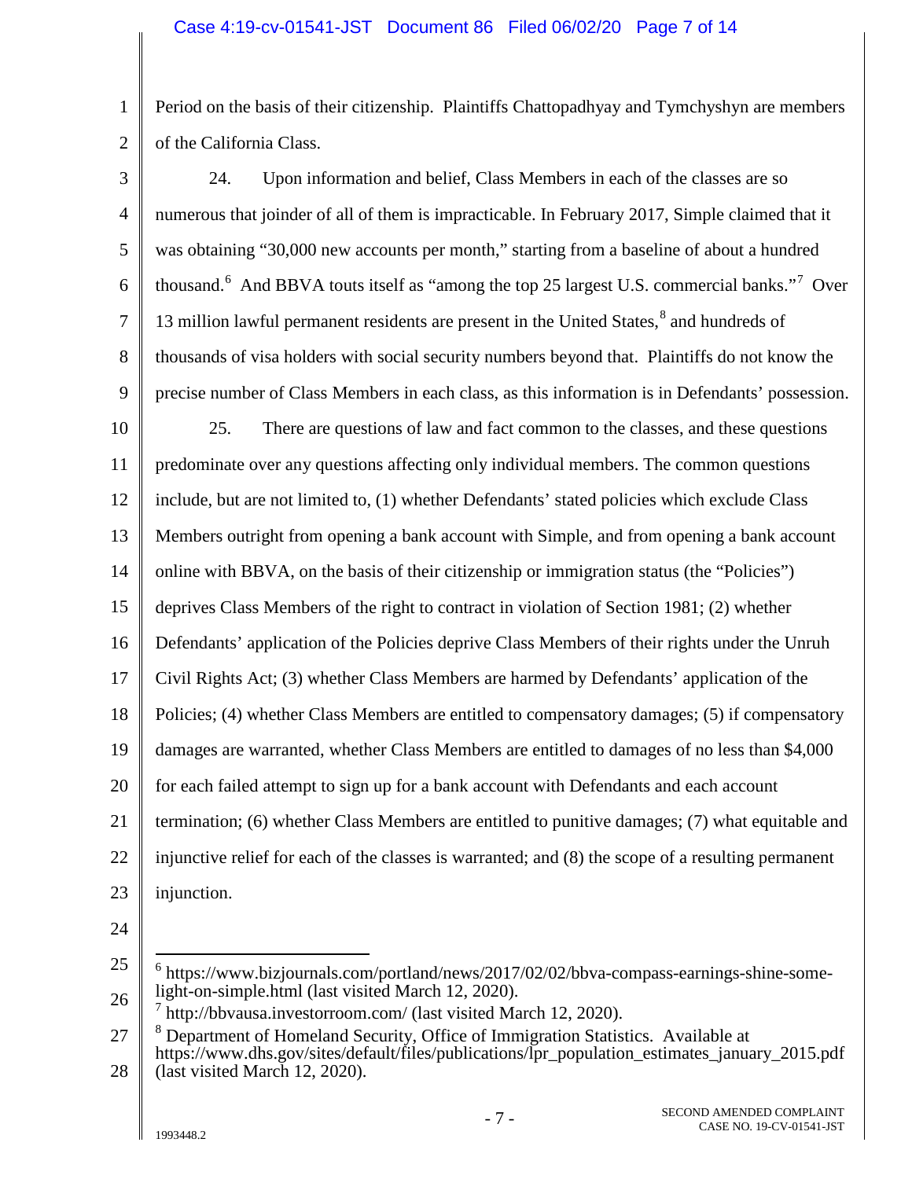Period on the basis of their citizenship. Plaintiffs Chattopadhyay and Tymchyshyn are members of the California Class.

24. Upon information and belief, Class Members in each of the classes are so numerous that joinder of all of them is impracticable. In February 2017, Simple claimed that it was obtaining "30,000 new accounts per month," starting from a baseline of about a hundred thousand.[6] And BBVA touts itself as "among the top 25 largest U.S. commercial banks."[7] Over 13 million lawful permanent residents are present in the United States,[8] and hundreds of thousands of visa holders with social security numbers beyond that. Plaintiffs do not know the precise number of Class Members in each class, as this information is in Defendants' possession.

25. There are questions of law and fact common to the classes, and these questions predominate over any questions affecting only individual members. The common questions include, but are not limited to, (1) whether Defendants' stated policies which exclude Class Members outright from opening a bank account with Simple, and from opening a bank account online with BBVA, on the basis of their citizenship or immigration status (the "Policies") deprives Class Members of the right to contract in violation of Section 1981; (2) whether Defendants' application of the Policies deprive Class Members of their rights under the Unruh Civil Rights Act; (3) whether Class Members are harmed by Defendants' application of the Policies; (4) whether Class Members are entitled to compensatory damages; (5) if compensatory damages are warranted, whether Class Members are entitled to damages of no less than $4,000 for each failed attempt to sign up for a bank account with Defendants and each account termination; (6) whether Class Members are entitled to punitive damages; (7) what equitable and injunctive relief for each of the classes is warranted; and (8) the scope of a resulting permanent injunction.

---

[6] https://www.bizjournals.com/portland/news/2017/02/02/bbva-compass-earnings-shine-some-light-on-simple.html (last visited March 12, 2020).

[7] http://bbvausa.investorroom.com/ (last visited March 12, 2020).

[8] Department of Homeland Security, Office of Immigration Statistics. Available at https://www.dhs.gov/sites/default/files/publications/lpr_population_estimates_january_2015.pdf (last visited March 12, 2020).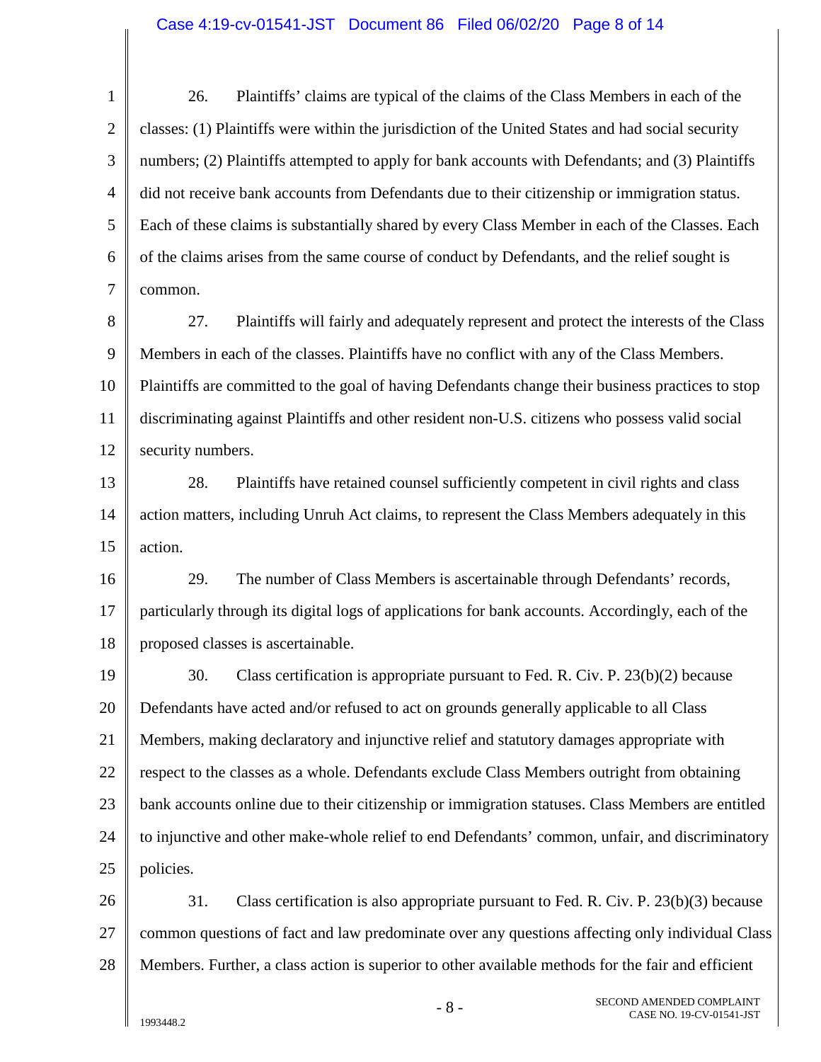26. Plaintiffs' claims are typical of the claims of the Class Members in each of the classes: (1) Plaintiffs were within the jurisdiction of the United States and had social security numbers; (2) Plaintiffs attempted to apply for bank accounts with Defendants; and (3) Plaintiffs did not receive bank accounts from Defendants due to their citizenship or immigration status. Each of these claims is substantially shared by every Class Member in each of the Classes. Each of the claims arises from the same course of conduct by Defendants, and the relief sought is common.

27. Plaintiffs will fairly and adequately represent and protect the interests of the Class Members in each of the classes. Plaintiffs have no conflict with any of the Class Members. Plaintiffs are committed to the goal of having Defendants change their business practices to stop discriminating against Plaintiffs and other resident non-U.S. citizens who possess valid social security numbers.

28. Plaintiffs have retained counsel sufficiently competent in civil rights and class action matters, including Unruh Act claims, to represent the Class Members adequately in this action.

29. The number of Class Members is ascertainable through Defendants' records, particularly through its digital logs of applications for bank accounts. Accordingly, each of the proposed classes is ascertainable.

30. Class certification is appropriate pursuant to Fed. R. Civ. P. 23(b)(2) because Defendants have acted and/or refused to act on grounds generally applicable to all Class Members, making declaratory and injunctive relief and statutory damages appropriate with respect to the classes as a whole. Defendants exclude Class Members outright from obtaining bank accounts online due to their citizenship or immigration statuses. Class Members are entitled to injunctive and other make-whole relief to end Defendants' common, unfair, and discriminatory policies.

31. Class certification is also appropriate pursuant to Fed. R. Civ. P. 23(b)(3) because common questions of fact and law predominate over any questions affecting only individual Class Members. Further, a class action is superior to other available methods for the fair and efficient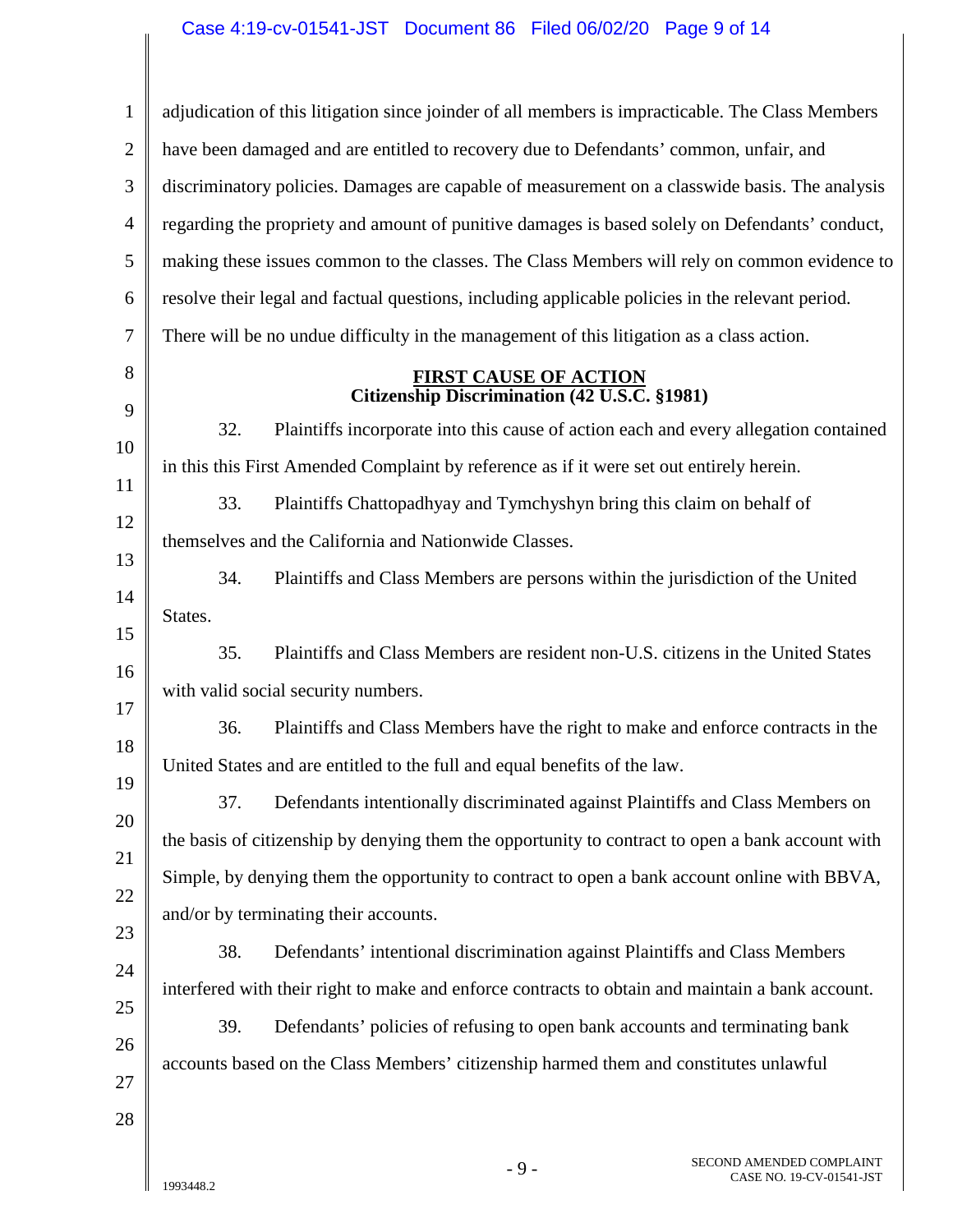adjudication of this litigation since joinder of all members is impracticable. The Class Members have been damaged and are entitled to recovery due to Defendants' common, unfair, and discriminatory policies. Damages are capable of measurement on a classwide basis. The analysis regarding the propriety and amount of punitive damages is based solely on Defendants' conduct, making these issues common to the classes. The Class Members will rely on common evidence to resolve their legal and factual questions, including applicable policies in the relevant period. There will be no undue difficulty in the management of this litigation as a class action.

## FIRST CAUSE OF ACTION
**Citizenship Discrimination (42 U.S.C. §1981)**

32. Plaintiffs incorporate into this cause of action each and every allegation contained in this this First Amended Complaint by reference as if it were set out entirely herein.

33. Plaintiffs Chattopadhyay and Tymchyshyn bring this claim on behalf of themselves and the California and Nationwide Classes.

34. Plaintiffs and Class Members are persons within the jurisdiction of the United States.

35. Plaintiffs and Class Members are resident non-U.S. citizens in the United States with valid social security numbers.

36. Plaintiffs and Class Members have the right to make and enforce contracts in the United States and are entitled to the full and equal benefits of the law.

37. Defendants intentionally discriminated against Plaintiffs and Class Members on the basis of citizenship by denying them the opportunity to contract to open a bank account with Simple, by denying them the opportunity to contract to open a bank account online with BBVA, and/or by terminating their accounts.

38. Defendants' intentional discrimination against Plaintiffs and Class Members interfered with their right to make and enforce contracts to obtain and maintain a bank account.

39. Defendants' policies of refusing to open bank accounts and terminating bank accounts based on the Class Members' citizenship harmed them and constitutes unlawful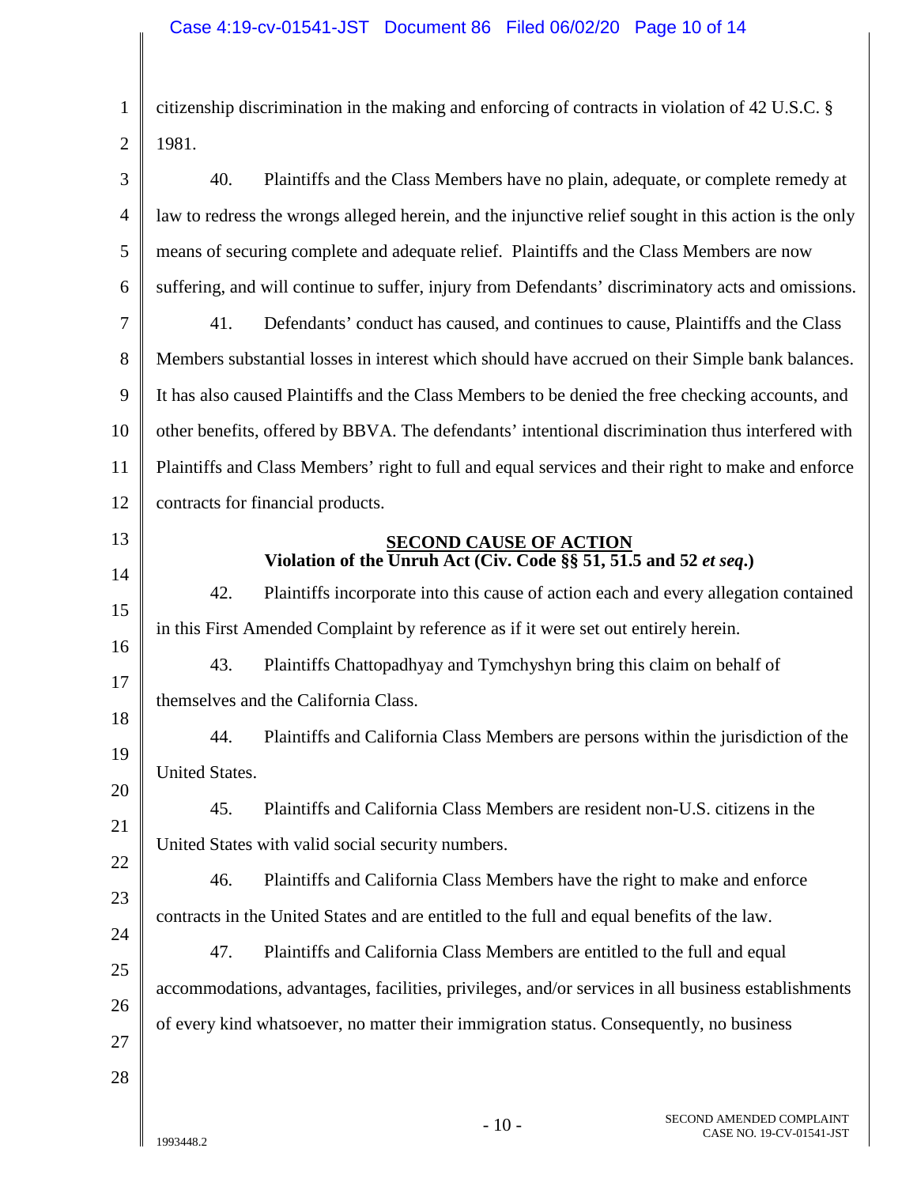citizenship discrimination in the making and enforcing of contracts in violation of 42 U.S.C. § 1981.

40. Plaintiffs and the Class Members have no plain, adequate, or complete remedy at law to redress the wrongs alleged herein, and the injunctive relief sought in this action is the only means of securing complete and adequate relief. Plaintiffs and the Class Members are now suffering, and will continue to suffer, injury from Defendants' discriminatory acts and omissions.

41. Defendants' conduct has caused, and continues to cause, Plaintiffs and the Class Members substantial losses in interest which should have accrued on their Simple bank balances. It has also caused Plaintiffs and the Class Members to be denied the free checking accounts, and other benefits, offered by BBVA. The defendants' intentional discrimination thus interfered with Plaintiffs and Class Members' right to full and equal services and their right to make and enforce contracts for financial products.

## SECOND CAUSE OF ACTION
**Violation of the Unruh Act (Civ. Code §§ 51, 51.5 and 52 *et seq*.)**

42. Plaintiffs incorporate into this cause of action each and every allegation contained in this First Amended Complaint by reference as if it were set out entirely herein.

43. Plaintiffs Chattopadhyay and Tymchyshyn bring this claim on behalf of themselves and the California Class.

44. Plaintiffs and California Class Members are persons within the jurisdiction of the United States.

45. Plaintiffs and California Class Members are resident non-U.S. citizens in the United States with valid social security numbers.

46. Plaintiffs and California Class Members have the right to make and enforce contracts in the United States and are entitled to the full and equal benefits of the law.

47. Plaintiffs and California Class Members are entitled to the full and equal accommodations, advantages, facilities, privileges, and/or services in all business establishments of every kind whatsoever, no matter their immigration status. Consequently, no business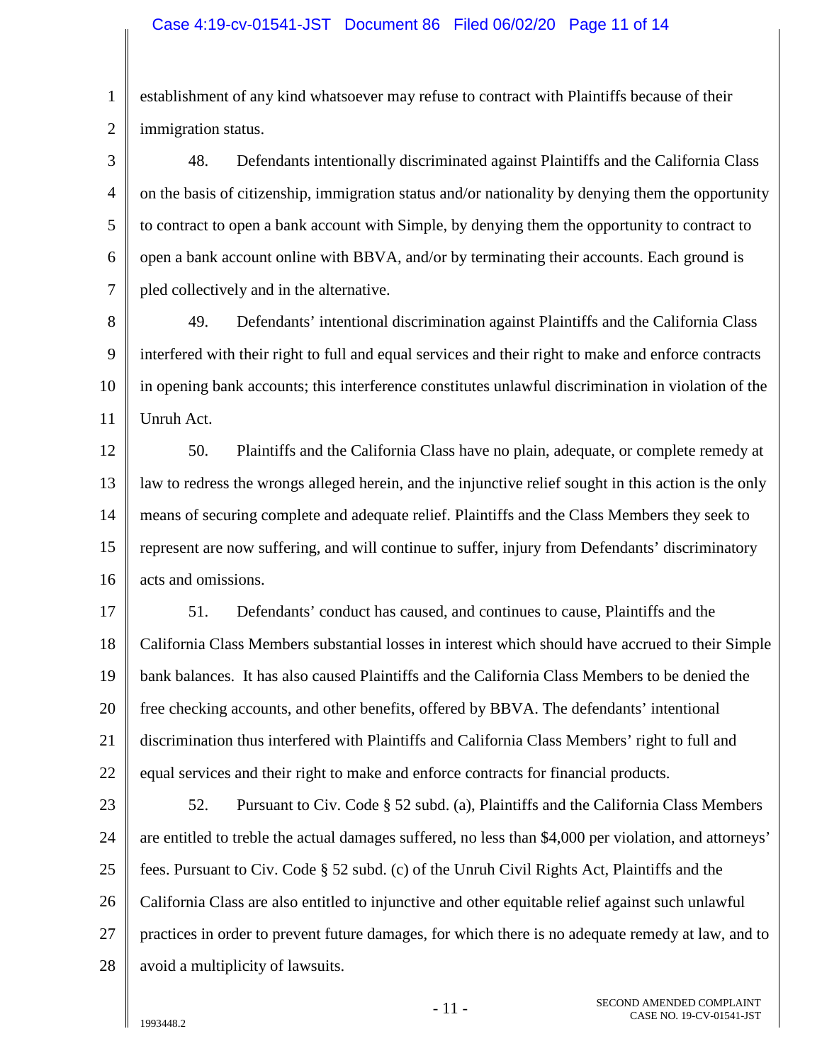establishment of any kind whatsoever may refuse to contract with Plaintiffs because of their immigration status.

48. Defendants intentionally discriminated against Plaintiffs and the California Class on the basis of citizenship, immigration status and/or nationality by denying them the opportunity to contract to open a bank account with Simple, by denying them the opportunity to contract to open a bank account online with BBVA, and/or by terminating their accounts. Each ground is pled collectively and in the alternative.

49. Defendants' intentional discrimination against Plaintiffs and the California Class interfered with their right to full and equal services and their right to make and enforce contracts in opening bank accounts; this interference constitutes unlawful discrimination in violation of the Unruh Act.

50. Plaintiffs and the California Class have no plain, adequate, or complete remedy at law to redress the wrongs alleged herein, and the injunctive relief sought in this action is the only means of securing complete and adequate relief. Plaintiffs and the Class Members they seek to represent are now suffering, and will continue to suffer, injury from Defendants' discriminatory acts and omissions.

51. Defendants' conduct has caused, and continues to cause, Plaintiffs and the California Class Members substantial losses in interest which should have accrued to their Simple bank balances. It has also caused Plaintiffs and the California Class Members to be denied the free checking accounts, and other benefits, offered by BBVA. The defendants' intentional discrimination thus interfered with Plaintiffs and California Class Members' right to full and equal services and their right to make and enforce contracts for financial products.

52. Pursuant to Civ. Code § 52 subd. (a), Plaintiffs and the California Class Members are entitled to treble the actual damages suffered, no less than $4,000 per violation, and attorneys' fees. Pursuant to Civ. Code § 52 subd. (c) of the Unruh Civil Rights Act, Plaintiffs and the California Class are also entitled to injunctive and other equitable relief against such unlawful practices in order to prevent future damages, for which there is no adequate remedy at law, and to avoid a multiplicity of lawsuits.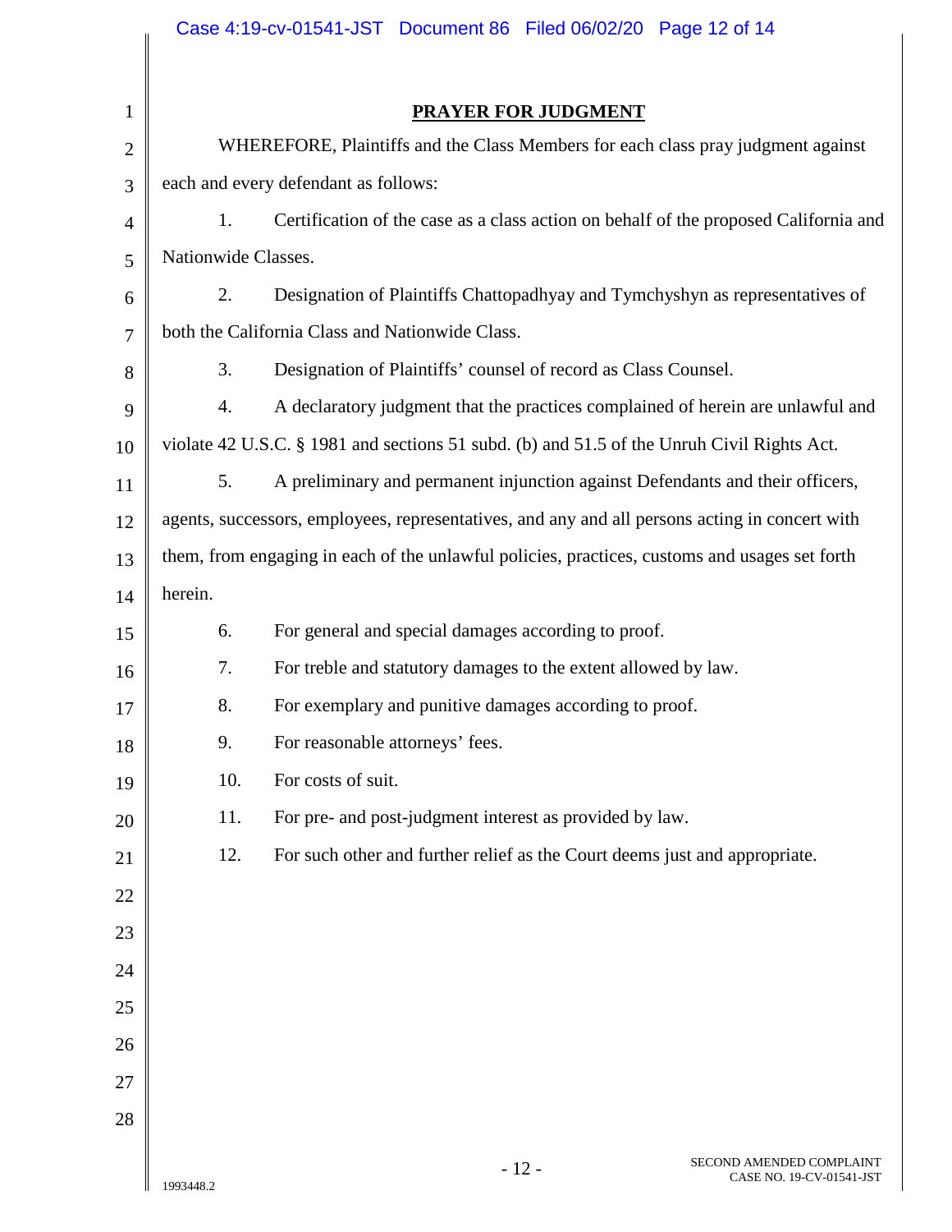## PRAYER FOR JUDGMENT

WHEREFORE, Plaintiffs and the Class Members for each class pray judgment against each and every defendant as follows:

1. Certification of the case as a class action on behalf of the proposed California and Nationwide Classes.

2. Designation of Plaintiffs Chattopadhyay and Tymchyshyn as representatives of both the California Class and Nationwide Class.

3. Designation of Plaintiffs' counsel of record as Class Counsel.

4. A declaratory judgment that the practices complained of herein are unlawful and violate 42 U.S.C. § 1981 and sections 51 subd. (b) and 51.5 of the Unruh Civil Rights Act.

5. A preliminary and permanent injunction against Defendants and their officers, agents, successors, employees, representatives, and any and all persons acting in concert with them, from engaging in each of the unlawful policies, practices, customs and usages set forth herein.

6. For general and special damages according to proof.

7. For treble and statutory damages to the extent allowed by law.

8. For exemplary and punitive damages according to proof.

9. For reasonable attorneys' fees.

10. For costs of suit.

11. For pre- and post-judgment interest as provided by law.

12. For such other and further relief as the Court deems just and appropriate.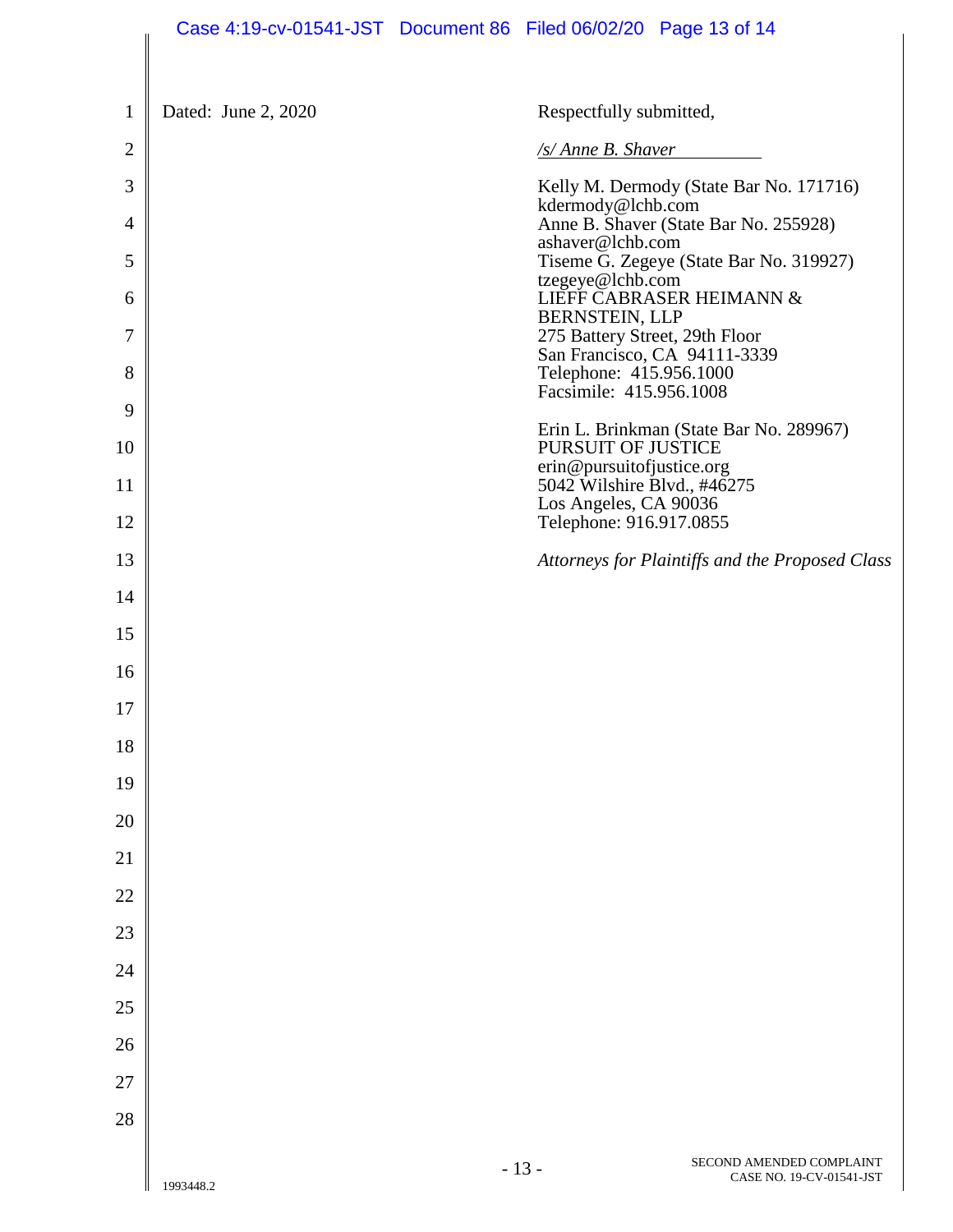Dated: June 2, 2020

Respectfully submitted,

*/s/ Anne B. Shaver*

Kelly M. Dermody (State Bar No. 171716)
kdermody@lchb.com
Anne B. Shaver (State Bar No. 255928)
ashaver@lchb.com
Tiseme G. Zegeye (State Bar No. 319927)
tzegeye@lchb.com
LIEFF CABRASER HEIMANN & BERNSTEIN, LLP
275 Battery Street, 29th Floor
San Francisco, CA 94111-3339
Telephone: 415.956.1000
Facsimile: 415.956.1008

Erin L. Brinkman (State Bar No. 289967)
PURSUIT OF JUSTICE
erin@pursuitofjustice.org
5042 Wilshire Blvd., #46275
Los Angeles, CA 90036
Telephone: 916.917.0855

*Attorneys for Plaintiffs and the Proposed Class*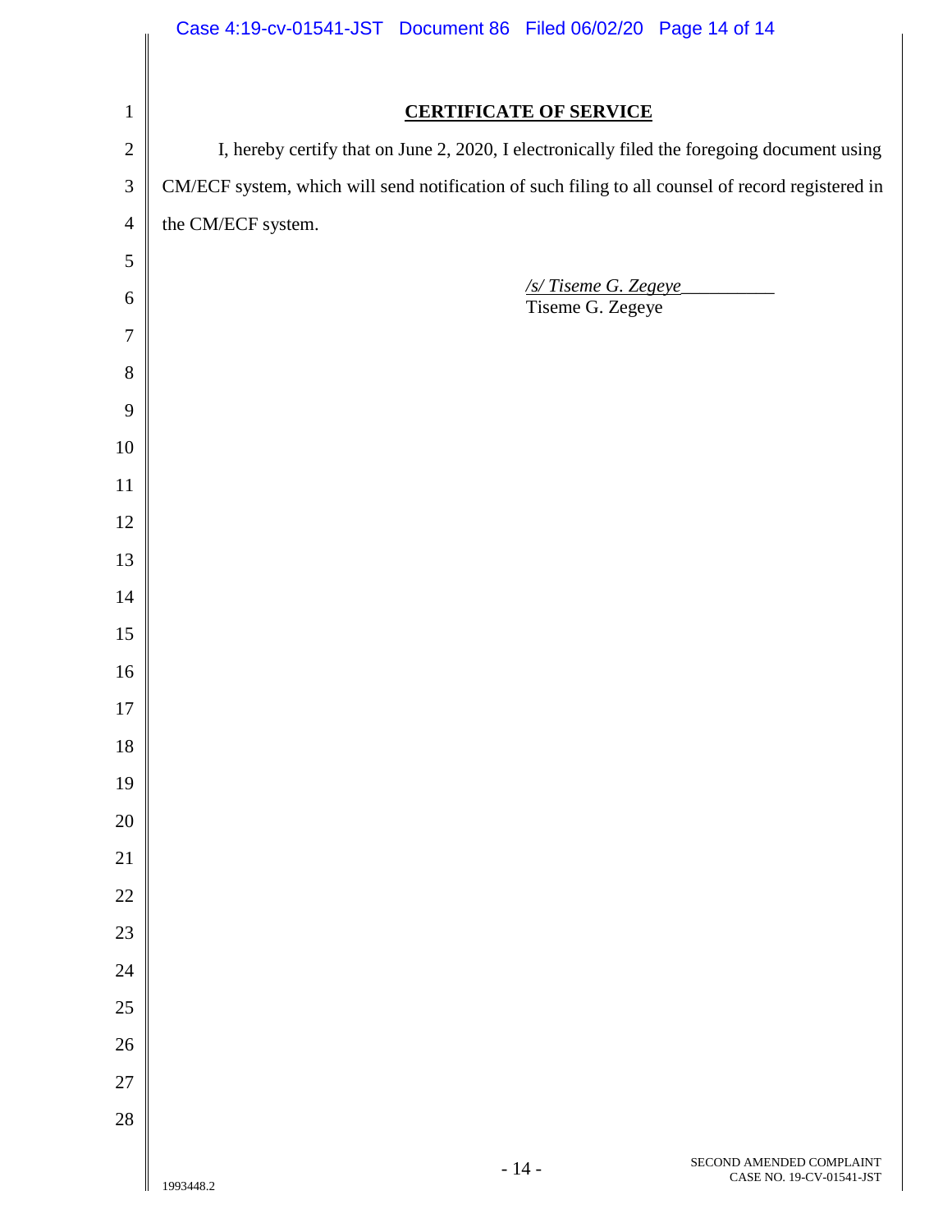**CERTIFICATE OF SERVICE**

I, hereby certify that on June 2, 2020, I electronically filed the foregoing document using CM/ECF system, which will send notification of such filing to all counsel of record registered in the CM/ECF system.

*/s/ Tiseme G. Zegeye*\_\_\_\_\_\_\_\_\_\_
Tiseme G. Zegeye